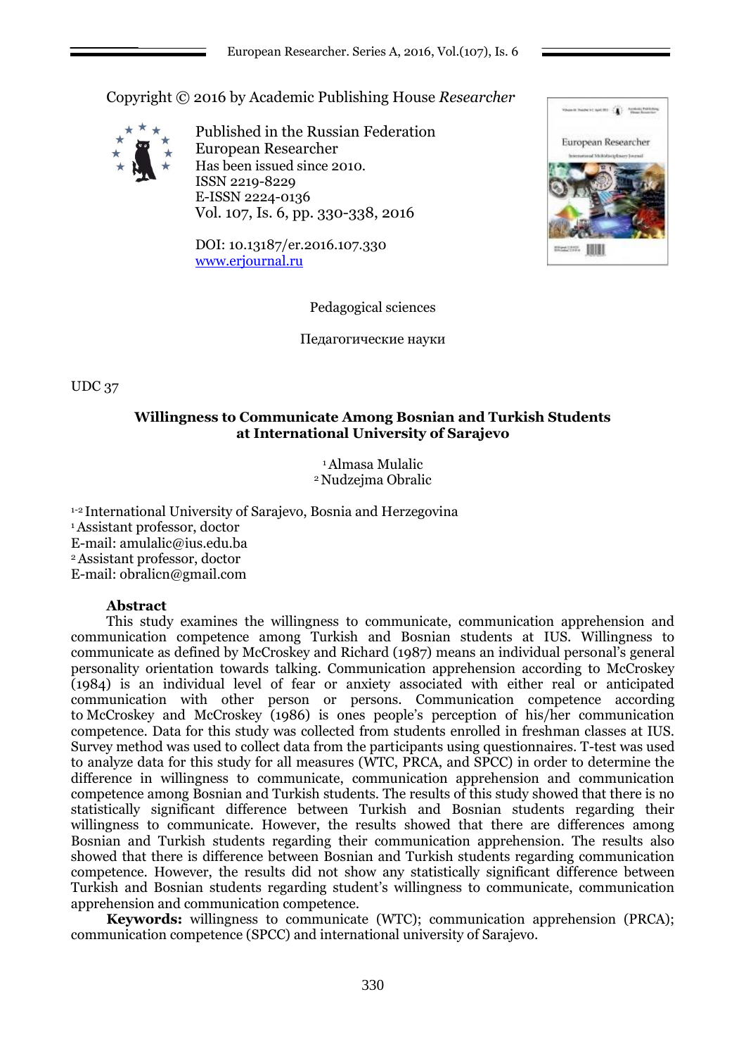Copyright © 2016 by Academic Publishing House *Researcher*

Published in the Russian Federation
European Researcher
Has been issued since 2010.
ISSN 2219-8229
E-ISSN 2224-0136
Vol. 107, Is. 6, pp. 330-338, 2016

DOI: 10.13187/er.2016.107.330
www.erjournal.ru

Pedagogical sciences

Педагогические науки

UDC 37

## Willingness to Communicate Among Bosnian and Turkish Students at International University of Sarajevo

[1] Almasa Mulalic
[2] Nudzejma Obralic

[1-2] International University of Sarajevo, Bosnia and Herzegovina
[1] Assistant professor, doctor
E-mail: amulalic@ius.edu.ba
[2] Assistant professor, doctor
E-mail: obralicn@gmail.com

### Abstract

This study examines the willingness to communicate, communication apprehension and communication competence among Turkish and Bosnian students at IUS. Willingness to communicate as defined by McCroskey and Richard (1987) means an individual personal's general personality orientation towards talking. Communication apprehension according to McCroskey (1984) is an individual level of fear or anxiety associated with either real or anticipated communication with other person or persons. Communication competence according to McCroskey and McCroskey (1986) is ones people's perception of his/her communication competence. Data for this study was collected from students enrolled in freshman classes at IUS. Survey method was used to collect data from the participants using questionnaires. T-test was used to analyze data for this study for all measures (WTC, PRCA, and SPCC) in order to determine the difference in willingness to communicate, communication apprehension and communication competence among Bosnian and Turkish students. The results of this study showed that there is no statistically significant difference between Turkish and Bosnian students regarding their willingness to communicate. However, the results showed that there are differences among Bosnian and Turkish students regarding their communication apprehension. The results also showed that there is difference between Bosnian and Turkish students regarding communication competence. However, the results did not show any statistically significant difference between Turkish and Bosnian students regarding student's willingness to communicate, communication apprehension and communication competence.

**Keywords:** willingness to communicate (WTC); communication apprehension (PRCA); communication competence (SPCC) and international university of Sarajevo.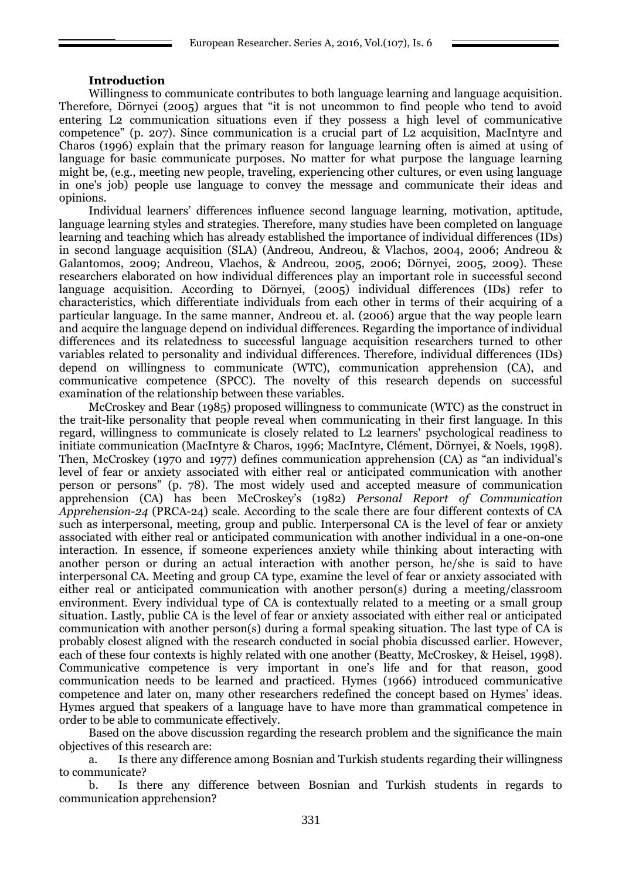**Introduction**

Willingness to communicate contributes to both language learning and language acquisition. Therefore, Dörnyei (2005) argues that "it is not uncommon to find people who tend to avoid entering L2 communication situations even if they possess a high level of communicative competence" (p. 207). Since communication is a crucial part of L2 acquisition, MacIntyre and Charos (1996) explain that the primary reason for language learning often is aimed at using of language for basic communicate purposes. No matter for what purpose the language learning might be, (e.g., meeting new people, traveling, experiencing other cultures, or even using language in one's job) people use language to convey the message and communicate their ideas and opinions.

Individual learners' differences influence second language learning, motivation, aptitude, language learning styles and strategies. Therefore, many studies have been completed on language learning and teaching which has already established the importance of individual differences (IDs) in second language acquisition (SLA) (Andreou, Andreou, & Vlachos, 2004, 2006; Andreou & Galantomos, 2009; Andreou, Vlachos, & Andreou, 2005, 2006; Dörnyei, 2005, 2009). These researchers elaborated on how individual differences play an important role in successful second language acquisition. According to Dörnyei, (2005) individual differences (IDs) refer to characteristics, which differentiate individuals from each other in terms of their acquiring of a particular language. In the same manner, Andreou et. al. (2006) argue that the way people learn and acquire the language depend on individual differences. Regarding the importance of individual differences and its relatedness to successful language acquisition researchers turned to other variables related to personality and individual differences. Therefore, individual differences (IDs) depend on willingness to communicate (WTC), communication apprehension (CA), and communicative competence (SPCC). The novelty of this research depends on successful examination of the relationship between these variables.

McCroskey and Bear (1985) proposed willingness to communicate (WTC) as the construct in the trait-like personality that people reveal when communicating in their first language. In this regard, willingness to communicate is closely related to L2 learners' psychological readiness to initiate communication (MacIntyre & Charos, 1996; MacIntyre, Clément, Dörnyei, & Noels, 1998). Then, McCroskey (1970 and 1977) defines communication apprehension (CA) as "an individual's level of fear or anxiety associated with either real or anticipated communication with another person or persons" (p. 78). The most widely used and accepted measure of communication apprehension (CA) has been McCroskey's (1982) *Personal Report of Communication Apprehension-24* (PRCA-24) scale. According to the scale there are four different contexts of CA such as interpersonal, meeting, group and public. Interpersonal CA is the level of fear or anxiety associated with either real or anticipated communication with another individual in a one-on-one interaction. In essence, if someone experiences anxiety while thinking about interacting with another person or during an actual interaction with another person, he/she is said to have interpersonal CA. Meeting and group CA type, examine the level of fear or anxiety associated with either real or anticipated communication with another person(s) during a meeting/classroom environment. Every individual type of CA is contextually related to a meeting or a small group situation. Lastly, public CA is the level of fear or anxiety associated with either real or anticipated communication with another person(s) during a formal speaking situation. The last type of CA is probably closest aligned with the research conducted in social phobia discussed earlier. However, each of these four contexts is highly related with one another (Beatty, McCroskey, & Heisel, 1998). Communicative competence is very important in one's life and for that reason, good communication needs to be learned and practiced. Hymes (1966) introduced communicative competence and later on, many other researchers redefined the concept based on Hymes' ideas. Hymes argued that speakers of a language have to have more than grammatical competence in order to be able to communicate effectively.

Based on the above discussion regarding the research problem and the significance the main objectives of this research are:

a. Is there any difference among Bosnian and Turkish students regarding their willingness to communicate?

b. Is there any difference between Bosnian and Turkish students in regards to communication apprehension?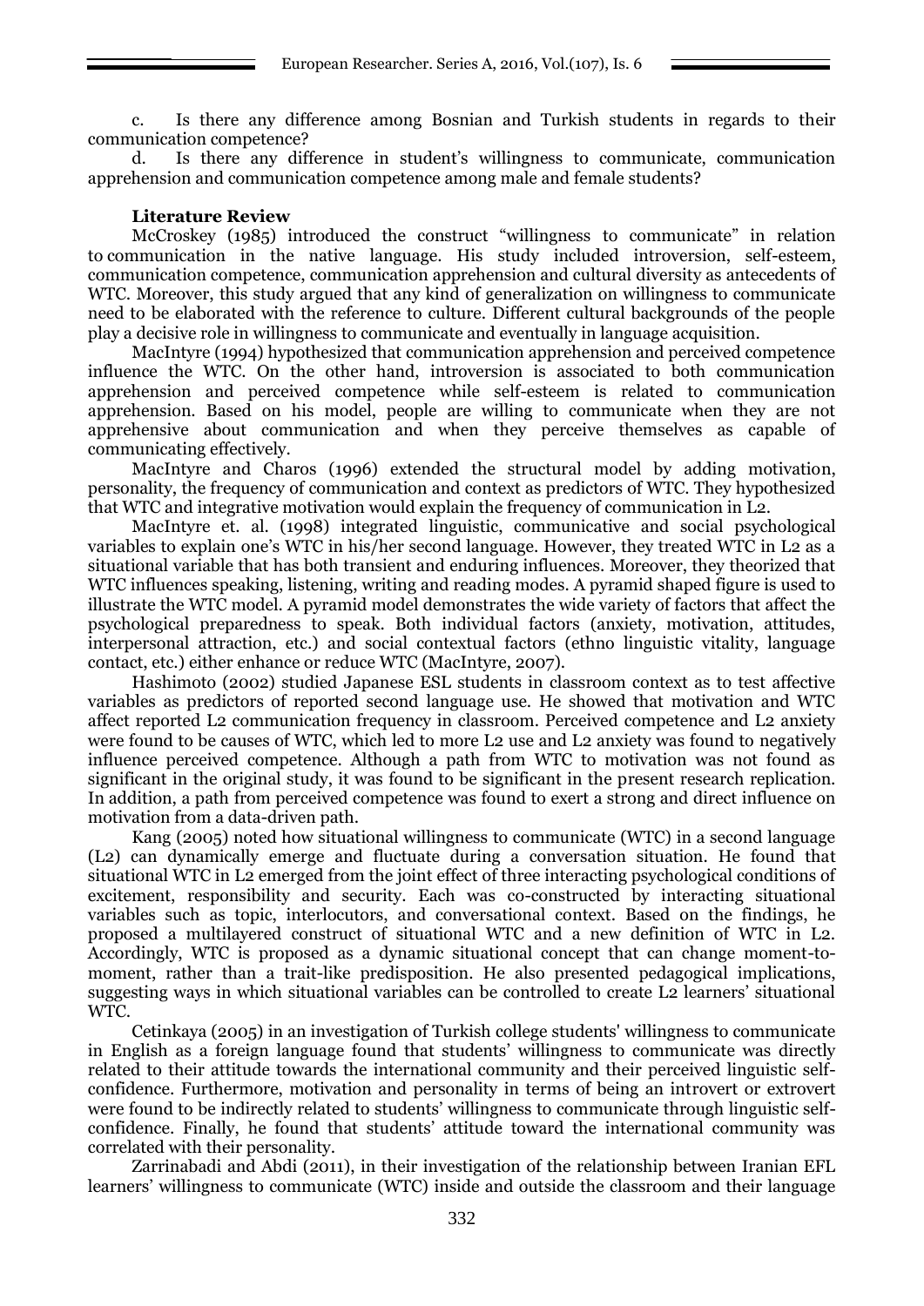c. Is there any difference among Bosnian and Turkish students in regards to their communication competence?

d. Is there any difference in student's willingness to communicate, communication apprehension and communication competence among male and female students?

**Literature Review**

McCroskey (1985) introduced the construct "willingness to communicate" in relation to communication in the native language. His study included introversion, self-esteem, communication competence, communication apprehension and cultural diversity as antecedents of WTC. Moreover, this study argued that any kind of generalization on willingness to communicate need to be elaborated with the reference to culture. Different cultural backgrounds of the people play a decisive role in willingness to communicate and eventually in language acquisition.

MacIntyre (1994) hypothesized that communication apprehension and perceived competence influence the WTC. On the other hand, introversion is associated to both communication apprehension and perceived competence while self-esteem is related to communication apprehension. Based on his model, people are willing to communicate when they are not apprehensive about communication and when they perceive themselves as capable of communicating effectively.

MacIntyre and Charos (1996) extended the structural model by adding motivation, personality, the frequency of communication and context as predictors of WTC. They hypothesized that WTC and integrative motivation would explain the frequency of communication in L2.

MacIntyre et. al. (1998) integrated linguistic, communicative and social psychological variables to explain one's WTC in his/her second language. However, they treated WTC in L2 as a situational variable that has both transient and enduring influences. Moreover, they theorized that WTC influences speaking, listening, writing and reading modes. A pyramid shaped figure is used to illustrate the WTC model. A pyramid model demonstrates the wide variety of factors that affect the psychological preparedness to speak. Both individual factors (anxiety, motivation, attitudes, interpersonal attraction, etc.) and social contextual factors (ethno linguistic vitality, language contact, etc.) either enhance or reduce WTC (MacIntyre, 2007).

Hashimoto (2002) studied Japanese ESL students in classroom context as to test affective variables as predictors of reported second language use. He showed that motivation and WTC affect reported L2 communication frequency in classroom. Perceived competence and L2 anxiety were found to be causes of WTC, which led to more L2 use and L2 anxiety was found to negatively influence perceived competence. Although a path from WTC to motivation was not found as significant in the original study, it was found to be significant in the present research replication. In addition, a path from perceived competence was found to exert a strong and direct influence on motivation from a data-driven path.

Kang (2005) noted how situational willingness to communicate (WTC) in a second language (L2) can dynamically emerge and fluctuate during a conversation situation. He found that situational WTC in L2 emerged from the joint effect of three interacting psychological conditions of excitement, responsibility and security. Each was co-constructed by interacting situational variables such as topic, interlocutors, and conversational context. Based on the findings, he proposed a multilayered construct of situational WTC and a new definition of WTC in L2. Accordingly, WTC is proposed as a dynamic situational concept that can change moment-to-moment, rather than a trait-like predisposition. He also presented pedagogical implications, suggesting ways in which situational variables can be controlled to create L2 learners' situational WTC.

Cetinkaya (2005) in an investigation of Turkish college students' willingness to communicate in English as a foreign language found that students' willingness to communicate was directly related to their attitude towards the international community and their perceived linguistic self-confidence. Furthermore, motivation and personality in terms of being an introvert or extrovert were found to be indirectly related to students' willingness to communicate through linguistic self-confidence. Finally, he found that students' attitude toward the international community was correlated with their personality.

Zarrinabadi and Abdi (2011), in their investigation of the relationship between Iranian EFL learners' willingness to communicate (WTC) inside and outside the classroom and their language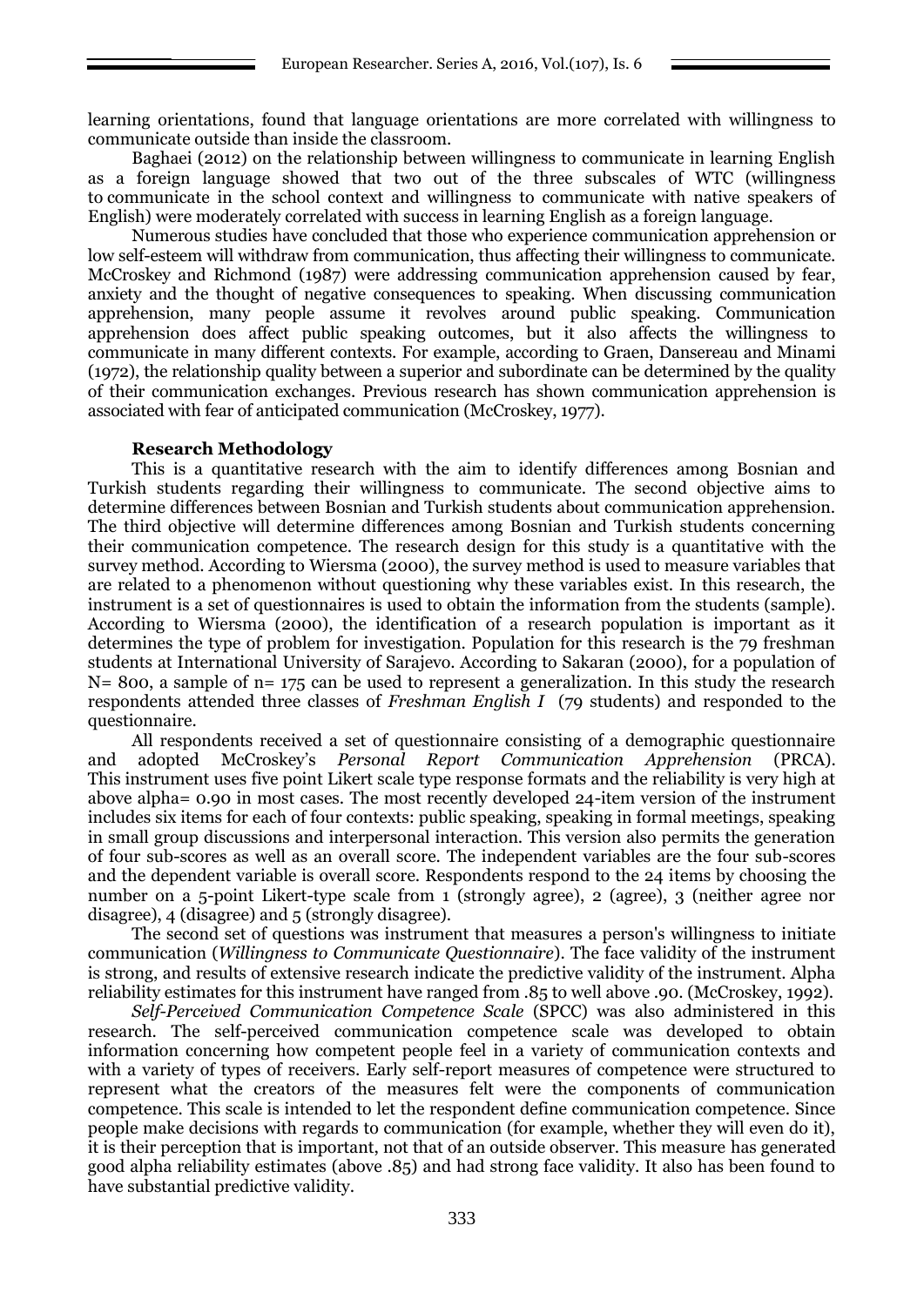learning orientations, found that language orientations are more correlated with willingness to communicate outside than inside the classroom.

Baghaei (2012) on the relationship between willingness to communicate in learning English as a foreign language showed that two out of the three subscales of WTC (willingness to communicate in the school context and willingness to communicate with native speakers of English) were moderately correlated with success in learning English as a foreign language.

Numerous studies have concluded that those who experience communication apprehension or low self-esteem will withdraw from communication, thus affecting their willingness to communicate. McCroskey and Richmond (1987) were addressing communication apprehension caused by fear, anxiety and the thought of negative consequences to speaking. When discussing communication apprehension, many people assume it revolves around public speaking. Communication apprehension does affect public speaking outcomes, but it also affects the willingness to communicate in many different contexts. For example, according to Graen, Dansereau and Minami (1972), the relationship quality between a superior and subordinate can be determined by the quality of their communication exchanges. Previous research has shown communication apprehension is associated with fear of anticipated communication (McCroskey, 1977).

**Research Methodology**

This is a quantitative research with the aim to identify differences among Bosnian and Turkish students regarding their willingness to communicate. The second objective aims to determine differences between Bosnian and Turkish students about communication apprehension. The third objective will determine differences among Bosnian and Turkish students concerning their communication competence. The research design for this study is a quantitative with the survey method. According to Wiersma (2000), the survey method is used to measure variables that are related to a phenomenon without questioning why these variables exist. In this research, the instrument is a set of questionnaires is used to obtain the information from the students (sample). According to Wiersma (2000), the identification of a research population is important as it determines the type of problem for investigation. Population for this research is the 79 freshman students at International University of Sarajevo. According to Sakaran (2000), for a population of N= 800, a sample of n= 175 can be used to represent a generalization. In this study the research respondents attended three classes of *Freshman English I* (79 students) and responded to the questionnaire.

All respondents received a set of questionnaire consisting of a demographic questionnaire and adopted McCroskey's *Personal Report Communication Apprehension* (PRCA). This instrument uses five point Likert scale type response formats and the reliability is very high at above alpha= 0.90 in most cases. The most recently developed 24-item version of the instrument includes six items for each of four contexts: public speaking, speaking in formal meetings, speaking in small group discussions and interpersonal interaction. This version also permits the generation of four sub-scores as well as an overall score. The independent variables are the four sub-scores and the dependent variable is overall score. Respondents respond to the 24 items by choosing the number on a 5-point Likert-type scale from 1 (strongly agree), 2 (agree), 3 (neither agree nor disagree), 4 (disagree) and 5 (strongly disagree).

The second set of questions was instrument that measures a person's willingness to initiate communication (*Willingness to Communicate Questionnaire*). The face validity of the instrument is strong, and results of extensive research indicate the predictive validity of the instrument. Alpha reliability estimates for this instrument have ranged from .85 to well above .90. (McCroskey, 1992).

*Self-Perceived Communication Competence Scale* (SPCC) was also administered in this research. The self-perceived communication competence scale was developed to obtain information concerning how competent people feel in a variety of communication contexts and with a variety of types of receivers. Early self-report measures of competence were structured to represent what the creators of the measures felt were the components of communication competence. This scale is intended to let the respondent define communication competence. Since people make decisions with regards to communication (for example, whether they will even do it), it is their perception that is important, not that of an outside observer. This measure has generated good alpha reliability estimates (above .85) and had strong face validity. It also has been found to have substantial predictive validity.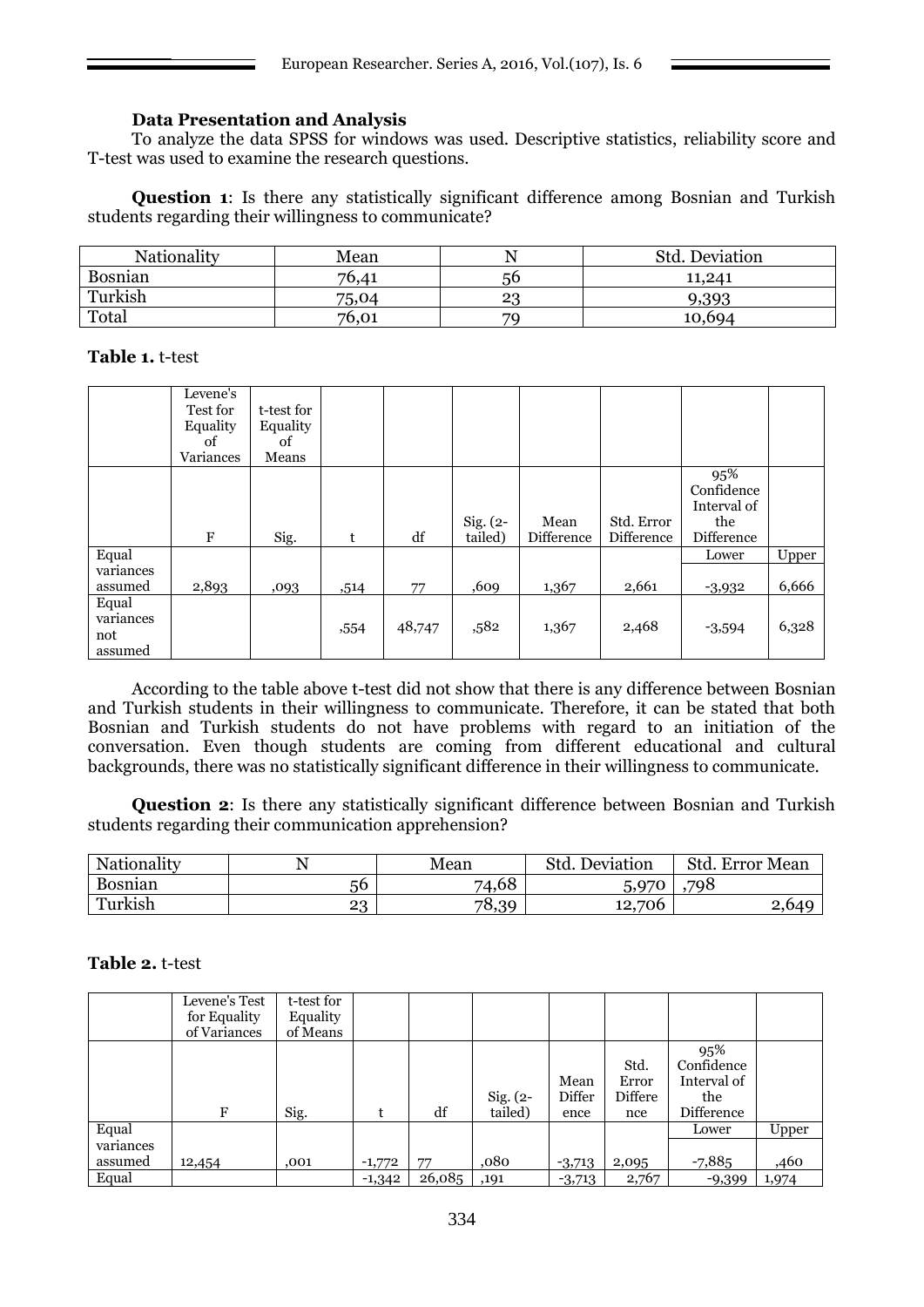**Data Presentation and Analysis**

To analyze the data SPSS for windows was used. Descriptive statistics, reliability score and T-test was used to examine the research questions.

**Question 1**: Is there any statistically significant difference among Bosnian and Turkish students regarding their willingness to communicate?

| Nationality | Mean | N | Std. Deviation |
|---|---|---|---|
| Bosnian | 76,41 | 56 | 11,241 |
| Turkish | 75,04 | 23 | 9,393 |
| Total | 76,01 | 79 | 10,694 |

**Table 1.** t-test

| | Levene's Test for Equality of Variances | t-test for Equality of Means | | | | | | | |
|---|---|---|---|---|---|---|---|---|---|
| | F | Sig. | t | df | Sig. (2-tailed) | Mean Difference | Std. Error Difference | 95% Confidence Interval of the Difference | |
| | | | | | | | | Lower | Upper |
| Equal variances assumed | 2,893 | ,093 | ,514 | 77 | ,609 | 1,367 | 2,661 | -3,932 | 6,666 |
| Equal variances not assumed | | | ,554 | 48,747 | ,582 | 1,367 | 2,468 | -3,594 | 6,328 |

According to the table above t-test did not show that there is any difference between Bosnian and Turkish students in their willingness to communicate. Therefore, it can be stated that both Bosnian and Turkish students do not have problems with regard to an initiation of the conversation. Even though students are coming from different educational and cultural backgrounds, there was no statistically significant difference in their willingness to communicate.

**Question 2**: Is there any statistically significant difference between Bosnian and Turkish students regarding their communication apprehension?

| Nationality | N | Mean | Std. Deviation | Std. Error Mean |
|---|---|---|---|---|
| Bosnian | 56 | 74,68 | 5,970 | ,798 |
| Turkish | 23 | 78,39 | 12,706 | 2,649 |

**Table 2.** t-test

| | Levene's Test for Equality of Variances | t-test for Equality of Means | | | | | | | |
|---|---|---|---|---|---|---|---|---|---|
| | F | Sig. | t | df | Sig. (2-tailed) | Mean Difference | Std. Error Difference | 95% Confidence Interval of the Difference | |
| | | | | | | | | Lower | Upper |
| Equal variances assumed | 12,454 | ,001 | -1,772 | 77 | ,080 | -3,713 | 2,095 | -7,885 | ,460 |
| Equal | | | -1,342 | 26,085 | ,191 | -3,713 | 2,767 | -9,399 | 1,974 |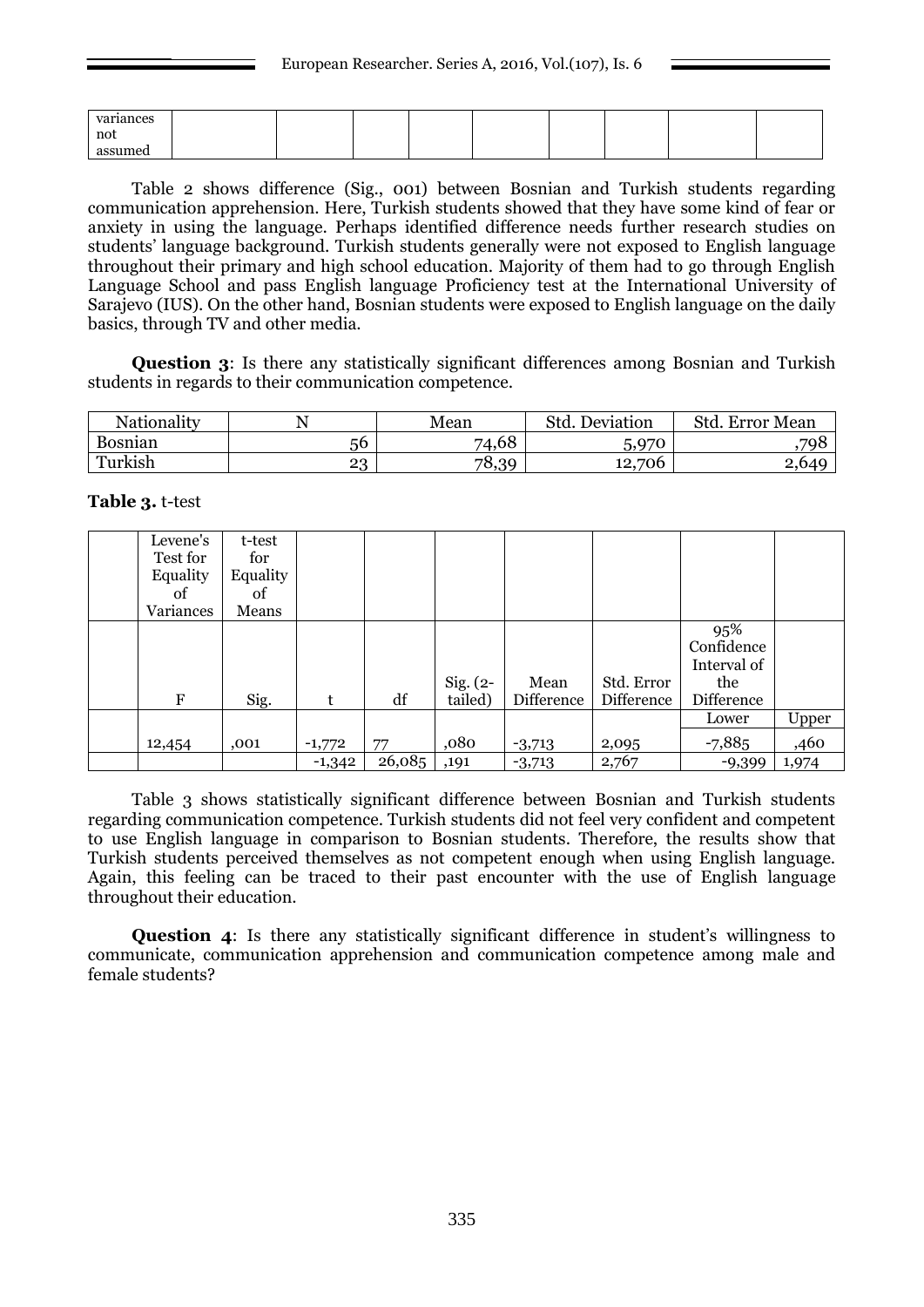| variances not assumed | | | | | | | | | |
|---|---|---|---|---|---|---|---|---|---|

Table 2 shows difference (Sig., 001) between Bosnian and Turkish students regarding communication apprehension. Here, Turkish students showed that they have some kind of fear or anxiety in using the language. Perhaps identified difference needs further research studies on students' language background. Turkish students generally were not exposed to English language throughout their primary and high school education. Majority of them had to go through English Language School and pass English language Proficiency test at the International University of Sarajevo (IUS). On the other hand, Bosnian students were exposed to English language on the daily basics, through TV and other media.

**Question 3**: Is there any statistically significant differences among Bosnian and Turkish students in regards to their communication competence.

| Nationality | N | Mean | Std. Deviation | Std. Error Mean |
|---|---|---|---|---|
| Bosnian | 56 | 74,68 | 5,970 | ,798 |
| Turkish | 23 | 78,39 | 12,706 | 2,649 |

**Table 3.** t-test

| | Levene's Test for Equality of Variances | t-test for Equality of Means | | | | | | | |
|---|---|---|---|---|---|---|---|---|---|
| | F | Sig. | t | df | Sig. (2-tailed) | Mean Difference | Std. Error Difference | 95% Confidence Interval of the Difference | |
| | | | | | | | | Lower | Upper |
| | 12,454 | ,001 | -1,772 | 77 | ,080 | -3,713 | 2,095 | -7,885 | ,460 |
| | | | -1,342 | 26,085 | ,191 | -3,713 | 2,767 | -9,399 | 1,974 |

Table 3 shows statistically significant difference between Bosnian and Turkish students regarding communication competence. Turkish students did not feel very confident and competent to use English language in comparison to Bosnian students. Therefore, the results show that Turkish students perceived themselves as not competent enough when using English language. Again, this feeling can be traced to their past encounter with the use of English language throughout their education.

**Question 4**: Is there any statistically significant difference in student's willingness to communicate, communication apprehension and communication competence among male and female students?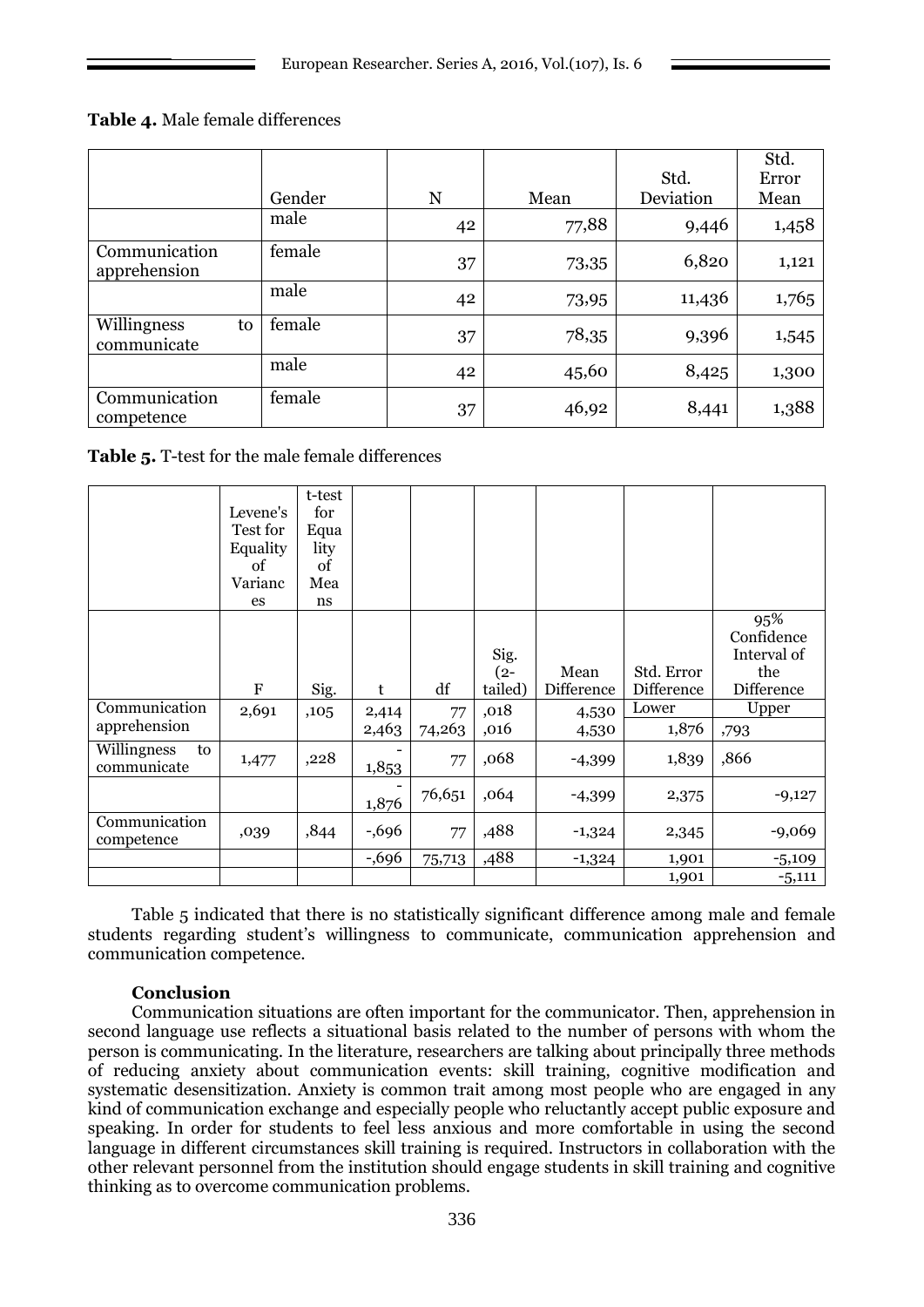**Table 4.** Male female differences

| | Gender | N | Mean | Std. Deviation | Std. Error Mean |
|---|---|---|---|---|---|
| | male | 42 | 77,88 | 9,446 | 1,458 |
| Communication apprehension | female | 37 | 73,35 | 6,820 | 1,121 |
| | male | 42 | 73,95 | 11,436 | 1,765 |
| Willingness to communicate | female | 37 | 78,35 | 9,396 | 1,545 |
| | male | 42 | 45,60 | 8,425 | 1,300 |
| Communication competence | female | 37 | 46,92 | 8,441 | 1,388 |

**Table 5.** T-test for the male female differences

| | Levene's Test for Equality of Variances | t-test for Equality of Means | | | | | | |
|---|---|---|---|---|---|---|---|---|
| | F | Sig. | t | df | Sig. (2-tailed) | Mean Difference | Std. Error Difference | 95% Confidence Interval of the Difference |
| Communication apprehension | 2,691 | ,105 | 2,414 | 77 | ,018 | 4,530 | Lower | Upper |
| | | | 2,463 | 74,263 | ,016 | 4,530 | 1,876 | ,793 |
| Willingness to communicate | 1,477 | ,228 | -1,853 | 77 | ,068 | -4,399 | 1,839 | ,866 |
| | | | -1,876 | 76,651 | ,064 | -4,399 | 2,375 | -9,127 |
| Communication competence | ,039 | ,844 | -,696 | 77 | ,488 | -1,324 | 2,345 | -9,069 |
| | | | -,696 | 75,713 | ,488 | -1,324 | 1,901 | -5,109 |
| | | | | | | | 1,901 | -5,111 |

Table 5 indicated that there is no statistically significant difference among male and female students regarding student's willingness to communicate, communication apprehension and communication competence.

### Conclusion

Communication situations are often important for the communicator. Then, apprehension in second language use reflects a situational basis related to the number of persons with whom the person is communicating. In the literature, researchers are talking about principally three methods of reducing anxiety about communication events: skill training, cognitive modification and systematic desensitization. Anxiety is common trait among most people who are engaged in any kind of communication exchange and especially people who reluctantly accept public exposure and speaking. In order for students to feel less anxious and more comfortable in using the second language in different circumstances skill training is required. Instructors in collaboration with the other relevant personnel from the institution should engage students in skill training and cognitive thinking as to overcome communication problems.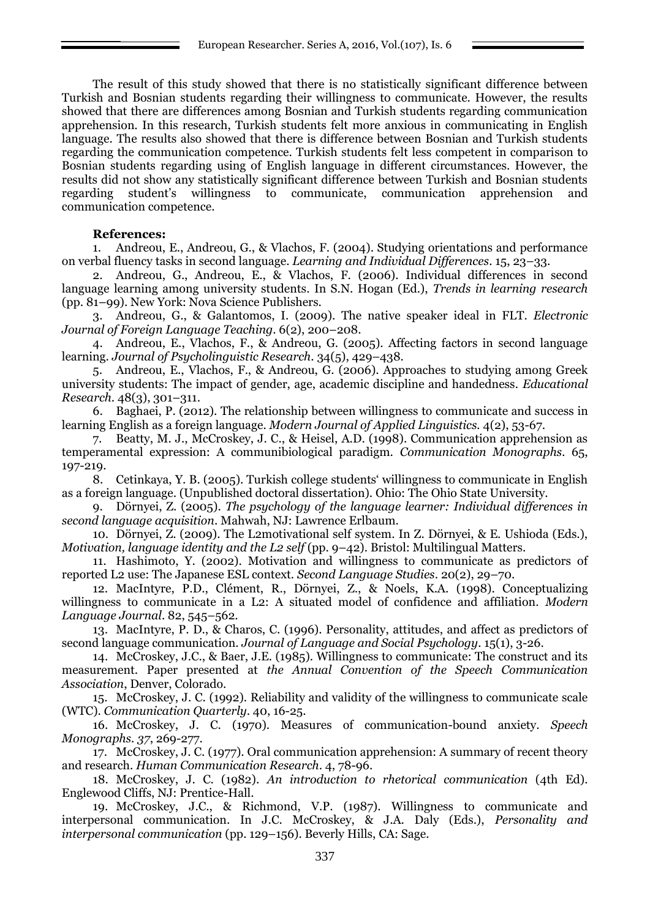The result of this study showed that there is no statistically significant difference between Turkish and Bosnian students regarding their willingness to communicate. However, the results showed that there are differences among Bosnian and Turkish students regarding communication apprehension. In this research, Turkish students felt more anxious in communicating in English language. The results also showed that there is difference between Bosnian and Turkish students regarding the communication competence. Turkish students felt less competent in comparison to Bosnian students regarding using of English language in different circumstances. However, the results did not show any statistically significant difference between Turkish and Bosnian students regarding student's willingness to communicate, communication apprehension and communication competence.

**References:**

1. Andreou, E., Andreou, G., & Vlachos, F. (2004). Studying orientations and performance on verbal fluency tasks in second language. *Learning and Individual Differences*. 15, 23–33.
2. Andreou, G., Andreou, E., & Vlachos, F. (2006). Individual differences in second language learning among university students. In S.N. Hogan (Ed.), *Trends in learning research* (pp. 81–99). New York: Nova Science Publishers.
3. Andreou, G., & Galantomos, I. (2009). The native speaker ideal in FLT. *Electronic Journal of Foreign Language Teaching*. 6(2), 200–208.
4. Andreou, E., Vlachos, F., & Andreou, G. (2005). Affecting factors in second language learning. *Journal of Psycholinguistic Research*. 34(5), 429–438.
5. Andreou, E., Vlachos, F., & Andreou, G. (2006). Approaches to studying among Greek university students: The impact of gender, age, academic discipline and handedness. *Educational Research*. 48(3), 301–311.
6. Baghaei, P. (2012). The relationship between willingness to communicate and success in learning English as a foreign language. *Modern Journal of Applied Linguistics*. 4(2), 53-67.
7. Beatty, M. J., McCroskey, J. C., & Heisel, A.D. (1998). Communication apprehension as temperamental expression: A communibiological paradigm. *Communication Monographs*. 65, 197-219.
8. Cetinkaya, Y. B. (2005). Turkish college students' willingness to communicate in English as a foreign language. (Unpublished doctoral dissertation). Ohio: The Ohio State University.
9. Dörnyei, Z. (2005). *The psychology of the language learner: Individual differences in second language acquisition*. Mahwah, NJ: Lawrence Erlbaum.
10. Dörnyei, Z. (2009). The L2motivational self system. In Z. Dörnyei, & E. Ushioda (Eds.), *Motivation, language identity and the L2 self* (pp. 9–42). Bristol: Multilingual Matters.
11. Hashimoto, Y. (2002). Motivation and willingness to communicate as predictors of reported L2 use: The Japanese ESL context. *Second Language Studies*. 20(2), 29–70.
12. MacIntyre, P.D., Clément, R., Dörnyei, Z., & Noels, K.A. (1998). Conceptualizing willingness to communicate in a L2: A situated model of confidence and affiliation. *Modern Language Journal*. 82, 545–562.
13. MacIntyre, P. D., & Charos, C. (1996). Personality, attitudes, and affect as predictors of second language communication. *Journal of Language and Social Psychology*. 15(1), 3-26.
14. McCroskey, J.C., & Baer, J.E. (1985). Willingness to communicate: The construct and its measurement. Paper presented at *the Annual Convention of the Speech Communication Association*, Denver, Colorado.
15. McCroskey, J. C. (1992). Reliability and validity of the willingness to communicate scale (WTC). *Communication Quarterly*. 40, 16-25.
16. McCroskey, J. C. (1970). Measures of communication-bound anxiety. *Speech Monographs*. *37*, 269-277.
17. McCroskey, J. C. (1977). Oral communication apprehension: A summary of recent theory and research. *Human Communication Research*. 4, 78-96.
18. McCroskey, J. C. (1982). *An introduction to rhetorical communication* (4th Ed). Englewood Cliffs, NJ: Prentice-Hall.
19. McCroskey, J.C., & Richmond, V.P. (1987). Willingness to communicate and interpersonal communication. In J.C. McCroskey, & J.A. Daly (Eds.), *Personality and interpersonal communication* (pp. 129–156). Beverly Hills, CA: Sage.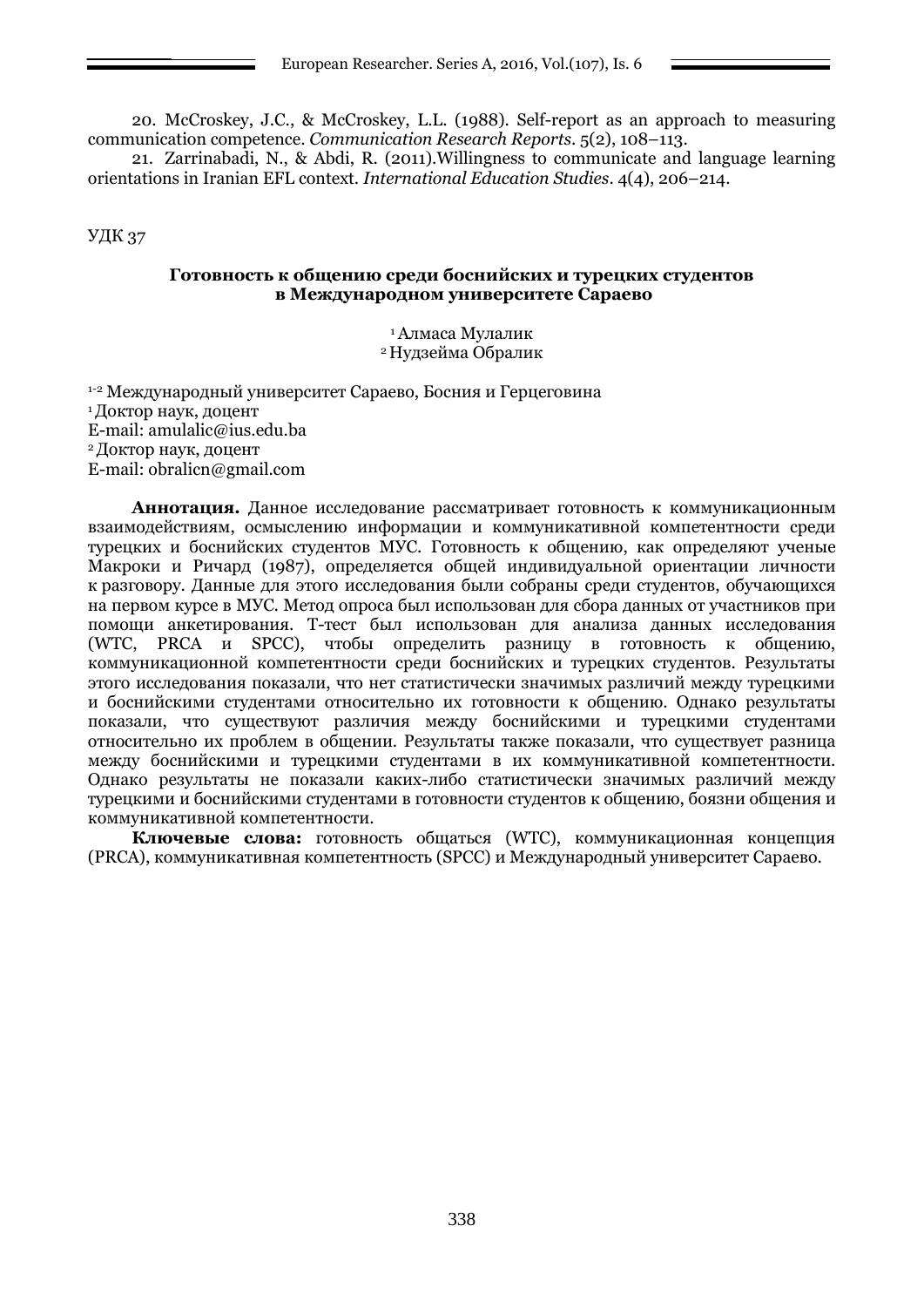20. McCroskey, J.C., & McCroskey, L.L. (1988). Self-report as an approach to measuring communication competence. *Communication Research Reports*. 5(2), 108–113.

21. Zarrinabadi, N., & Abdi, R. (2011).Willingness to communicate and language learning orientations in Iranian EFL context. *International Education Studies*. 4(4), 206–214.

УДК 37

**Готовность к общению среди боснийских и турецких студентов в Международном университете Сараево**

[1] Алмаса Мулалик
[2] Нудзейма Обралик

[1-2] Международный университет Сараево, Босния и Герцеговина
[1] Доктор наук, доцент
E-mail: amulalic@ius.edu.ba
[2] Доктор наук, доцент
E-mail: obralicn@gmail.com

**Аннотация.** Данное исследование рассматривает готовность к коммуникационным взаимодействиям, осмыслению информации и коммуникативной компетентности среди турецких и боснийских студентов МУС. Готовность к общению, как определяют ученые Макроки и Ричард (1987), определяется общей индивидуальной ориентации личности к разговору. Данные для этого исследования были собраны среди студентов, обучающихся на первом курсе в МУС. Метод опроса был использован для сбора данных от участников при помощи анкетирования. Т-тест был использован для анализа данных исследования (WTC, PRCA и SPCC), чтобы определить разницу в готовность к общению, коммуникационной компетентности среди боснийских и турецких студентов. Результаты этого исследования показали, что нет статистически значимых различий между турецкими и боснийскими студентами относительно их готовности к общению. Однако результаты показали, что существуют различия между боснийскими и турецкими студентами относительно их проблем в общении. Результаты также показали, что существует разница между боснийскими и турецкими студентами в их коммуникативной компетентности. Однако результаты не показали каких-либо статистически значимых различий между турецкими и боснийскими студентами в готовности студентов к общению, боязни общения и коммуникативной компетентности.

**Ключевые слова:** готовность общаться (WTC), коммуникационная концепция (PRCA), коммуникативная компетентность (SPCC) и Международный университет Сараево.